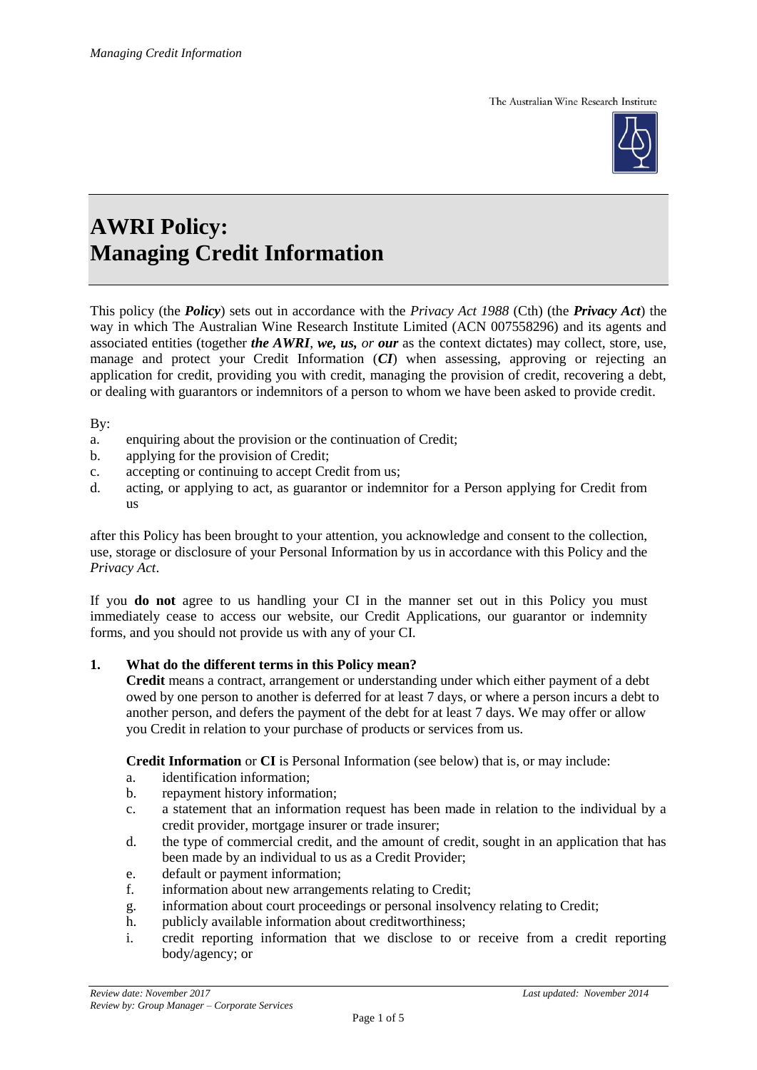# AWRI Policy: Managing Credit Information

This policy (the ***Policy***) sets out in accordance with the *Privacy Act 1988* (Cth) (the ***Privacy Act***) the way in which The Australian Wine Research Institute Limited (ACN 007558296) and its agents and associated entities (together ***the AWRI***, ***we, us,*** *or* ***our*** as the context dictates) may collect, store, use, manage and protect your Credit Information (***CI***) when assessing, approving or rejecting an application for credit, providing you with credit, managing the provision of credit, recovering a debt, or dealing with guarantors or indemnitors of a person to whom we have been asked to provide credit.

By:

a. enquiring about the provision or the continuation of Credit;
b. applying for the provision of Credit;
c. accepting or continuing to accept Credit from us;
d. acting, or applying to act, as guarantor or indemnitor for a Person applying for Credit from us

after this Policy has been brought to your attention, you acknowledge and consent to the collection, use, storage or disclosure of your Personal Information by us in accordance with this Policy and the *Privacy Act*.

If you **do not** agree to us handling your CI in the manner set out in this Policy you must immediately cease to access our website, our Credit Applications, our guarantor or indemnity forms, and you should not provide us with any of your CI.

## 1. What do the different terms in this Policy mean?

**Credit** means a contract, arrangement or understanding under which either payment of a debt owed by one person to another is deferred for at least 7 days, or where a person incurs a debt to another person, and defers the payment of the debt for at least 7 days. We may offer or allow you Credit in relation to your purchase of products or services from us.

**Credit Information** or **CI** is Personal Information (see below) that is, or may include:

a. identification information;
b. repayment history information;
c. a statement that an information request has been made in relation to the individual by a credit provider, mortgage insurer or trade insurer;
d. the type of commercial credit, and the amount of credit, sought in an application that has been made by an individual to us as a Credit Provider;
e. default or payment information;
f. information about new arrangements relating to Credit;
g. information about court proceedings or personal insolvency relating to Credit;
h. publicly available information about creditworthiness;
i. credit reporting information that we disclose to or receive from a credit reporting body/agency; or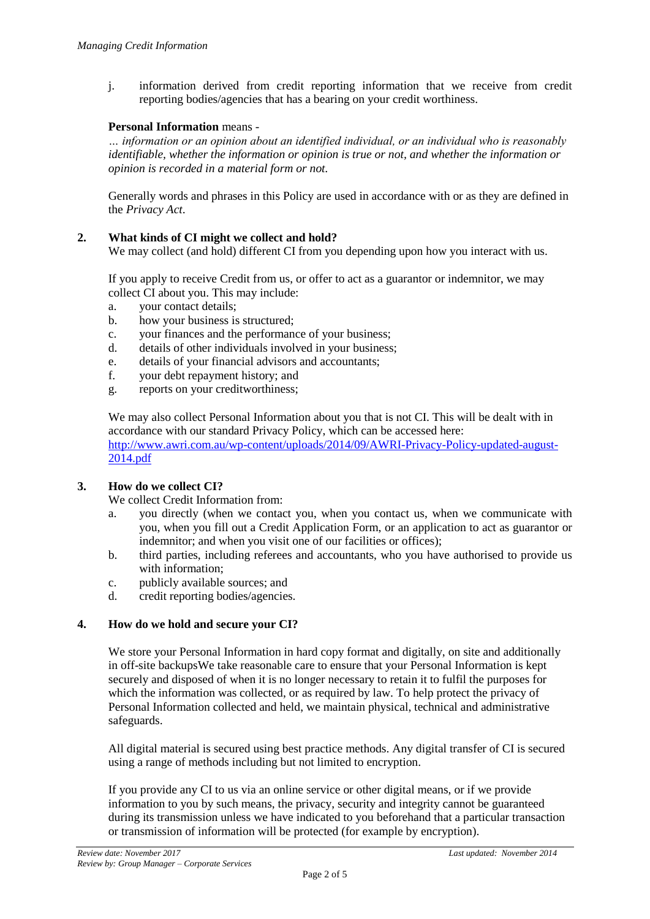j. information derived from credit reporting information that we receive from credit reporting bodies/agencies that has a bearing on your credit worthiness.

**Personal Information** means -

*… information or an opinion about an identified individual, or an individual who is reasonably identifiable, whether the information or opinion is true or not, and whether the information or opinion is recorded in a material form or not.*

Generally words and phrases in this Policy are used in accordance with or as they are defined in the *Privacy Act*.

## 2. What kinds of CI might we collect and hold?

We may collect (and hold) different CI from you depending upon how you interact with us.

If you apply to receive Credit from us, or offer to act as a guarantor or indemnitor, we may collect CI about you. This may include:

a. your contact details;
b. how your business is structured;
c. your finances and the performance of your business;
d. details of other individuals involved in your business;
e. details of your financial advisors and accountants;
f. your debt repayment history; and
g. reports on your creditworthiness;

We may also collect Personal Information about you that is not CI. This will be dealt with in accordance with our standard Privacy Policy, which can be accessed here: http://www.awri.com.au/wp-content/uploads/2014/09/AWRI-Privacy-Policy-updated-august-2014.pdf

## 3. How do we collect CI?

We collect Credit Information from:

a. you directly (when we contact you, when you contact us, when we communicate with you, when you fill out a Credit Application Form, or an application to act as guarantor or indemnitor; and when you visit one of our facilities or offices);
b. third parties, including referees and accountants, who you have authorised to provide us with information;
c. publicly available sources; and
d. credit reporting bodies/agencies.

## 4. How do we hold and secure your CI?

We store your Personal Information in hard copy format and digitally, on site and additionally in off-site backupsWe take reasonable care to ensure that your Personal Information is kept securely and disposed of when it is no longer necessary to retain it to fulfil the purposes for which the information was collected, or as required by law. To help protect the privacy of Personal Information collected and held, we maintain physical, technical and administrative safeguards.

All digital material is secured using best practice methods. Any digital transfer of CI is secured using a range of methods including but not limited to encryption.

If you provide any CI to us via an online service or other digital means, or if we provide information to you by such means, the privacy, security and integrity cannot be guaranteed during its transmission unless we have indicated to you beforehand that a particular transaction or transmission of information will be protected (for example by encryption).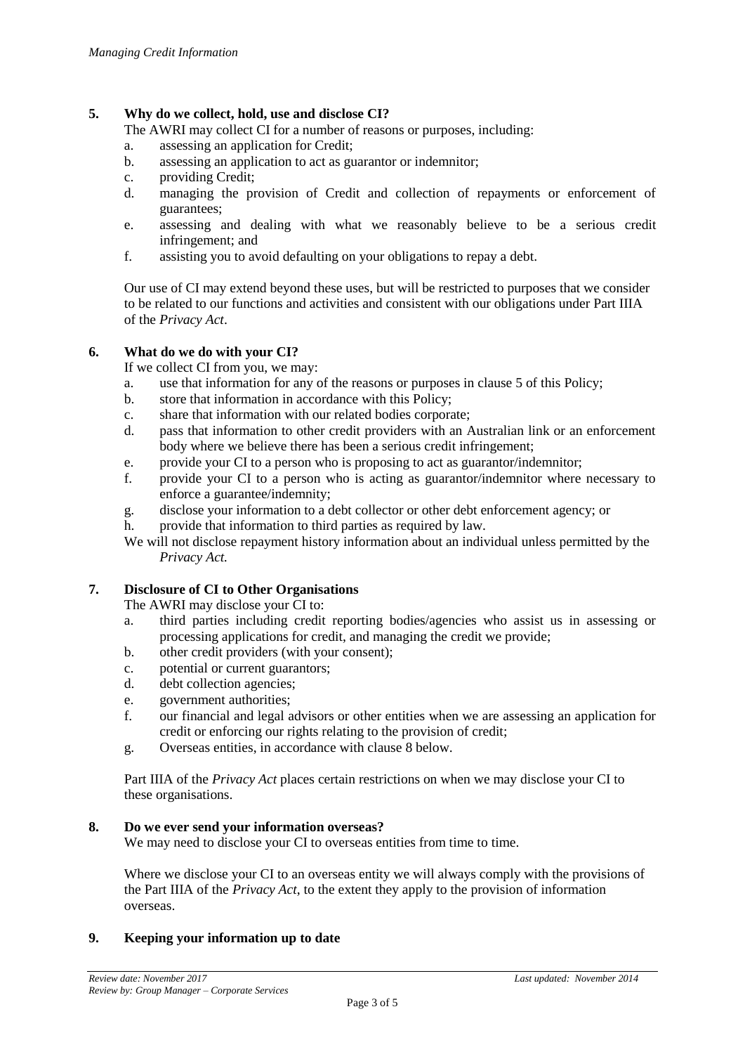## 5. Why do we collect, hold, use and disclose CI?

The AWRI may collect CI for a number of reasons or purposes, including:

a. assessing an application for Credit;
b. assessing an application to act as guarantor or indemnitor;
c. providing Credit;
d. managing the provision of Credit and collection of repayments or enforcement of guarantees;
e. assessing and dealing with what we reasonably believe to be a serious credit infringement; and
f. assisting you to avoid defaulting on your obligations to repay a debt.

Our use of CI may extend beyond these uses, but will be restricted to purposes that we consider to be related to our functions and activities and consistent with our obligations under Part IIIA of the *Privacy Act*.

## 6. What do we do with your CI?

If we collect CI from you, we may:

a. use that information for any of the reasons or purposes in clause 5 of this Policy;
b. store that information in accordance with this Policy;
c. share that information with our related bodies corporate;
d. pass that information to other credit providers with an Australian link or an enforcement body where we believe there has been a serious credit infringement;
e. provide your CI to a person who is proposing to act as guarantor/indemnitor;
f. provide your CI to a person who is acting as guarantor/indemnitor where necessary to enforce a guarantee/indemnity;
g. disclose your information to a debt collector or other debt enforcement agency; or
h. provide that information to third parties as required by law.

We will not disclose repayment history information about an individual unless permitted by the *Privacy Act.*

## 7. Disclosure of CI to Other Organisations

The AWRI may disclose your CI to:

a. third parties including credit reporting bodies/agencies who assist us in assessing or processing applications for credit, and managing the credit we provide;
b. other credit providers (with your consent);
c. potential or current guarantors;
d. debt collection agencies;
e. government authorities;
f. our financial and legal advisors or other entities when we are assessing an application for credit or enforcing our rights relating to the provision of credit;
g. Overseas entities, in accordance with clause 8 below.

Part IIIA of the *Privacy Act* places certain restrictions on when we may disclose your CI to these organisations.

## 8. Do we ever send your information overseas?

We may need to disclose your CI to overseas entities from time to time.

Where we disclose your CI to an overseas entity we will always comply with the provisions of the Part IIIA of the *Privacy Act*, to the extent they apply to the provision of information overseas.

## 9. Keeping your information up to date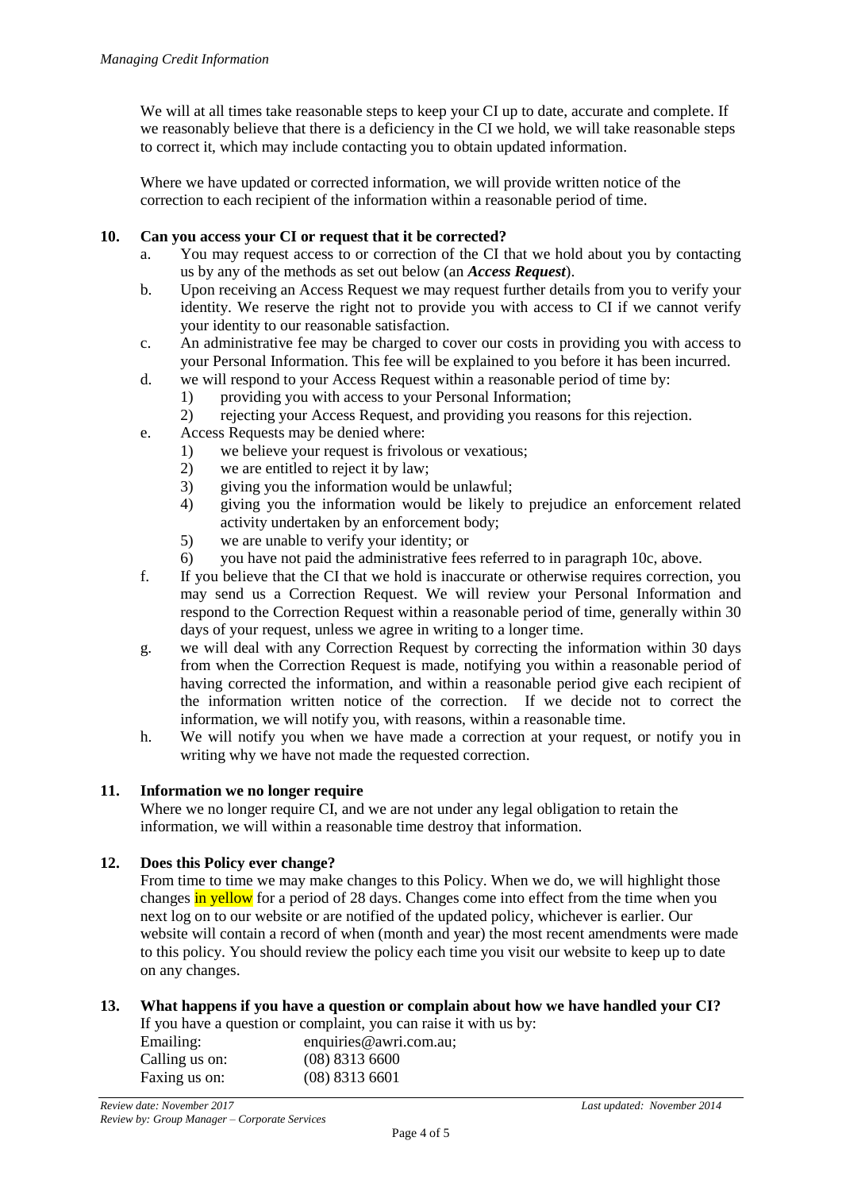We will at all times take reasonable steps to keep your CI up to date, accurate and complete. If we reasonably believe that there is a deficiency in the CI we hold, we will take reasonable steps to correct it, which may include contacting you to obtain updated information.

Where we have updated or corrected information, we will provide written notice of the correction to each recipient of the information within a reasonable period of time.

## 10. Can you access your CI or request that it be corrected?

a. You may request access to or correction of the CI that we hold about you by contacting us by any of the methods as set out below (an ***Access Request***).

b. Upon receiving an Access Request we may request further details from you to verify your identity. We reserve the right not to provide you with access to CI if we cannot verify your identity to our reasonable satisfaction.

c. An administrative fee may be charged to cover our costs in providing you with access to your Personal Information. This fee will be explained to you before it has been incurred.

d. we will respond to your Access Request within a reasonable period of time by:
   1) providing you with access to your Personal Information;
   2) rejecting your Access Request, and providing you reasons for this rejection.

e. Access Requests may be denied where:
   1) we believe your request is frivolous or vexatious;
   2) we are entitled to reject it by law;
   3) giving you the information would be unlawful;
   4) giving you the information would be likely to prejudice an enforcement related activity undertaken by an enforcement body;
   5) we are unable to verify your identity; or
   6) you have not paid the administrative fees referred to in paragraph 10c, above.

f. If you believe that the CI that we hold is inaccurate or otherwise requires correction, you may send us a Correction Request. We will review your Personal Information and respond to the Correction Request within a reasonable period of time, generally within 30 days of your request, unless we agree in writing to a longer time.

g. we will deal with any Correction Request by correcting the information within 30 days from when the Correction Request is made, notifying you within a reasonable period of having corrected the information, and within a reasonable period give each recipient of the information written notice of the correction. If we decide not to correct the information, we will notify you, with reasons, within a reasonable time.

h. We will notify you when we have made a correction at your request, or notify you in writing why we have not made the requested correction.

## 11. Information we no longer require

Where we no longer require CI, and we are not under any legal obligation to retain the information, we will within a reasonable time destroy that information.

## 12. Does this Policy ever change?

From time to time we may make changes to this Policy. When we do, we will highlight those changes in yellow for a period of 28 days. Changes come into effect from the time when you next log on to our website or are notified of the updated policy, whichever is earlier. Our website will contain a record of when (month and year) the most recent amendments were made to this policy. You should review the policy each time you visit our website to keep up to date on any changes.

## 13. What happens if you have a question or complain about how we have handled your CI?

If you have a question or complaint, you can raise it with us by:

| | |
|---|---|
| Emailing: | enquiries@awri.com.au; |
| Calling us on: | (08) 8313 6600 |
| Faxing us on: | (08) 8313 6601 |

*Review date: November 2017* *Last updated: November 2014*
*Review by: Group Manager – Corporate Services*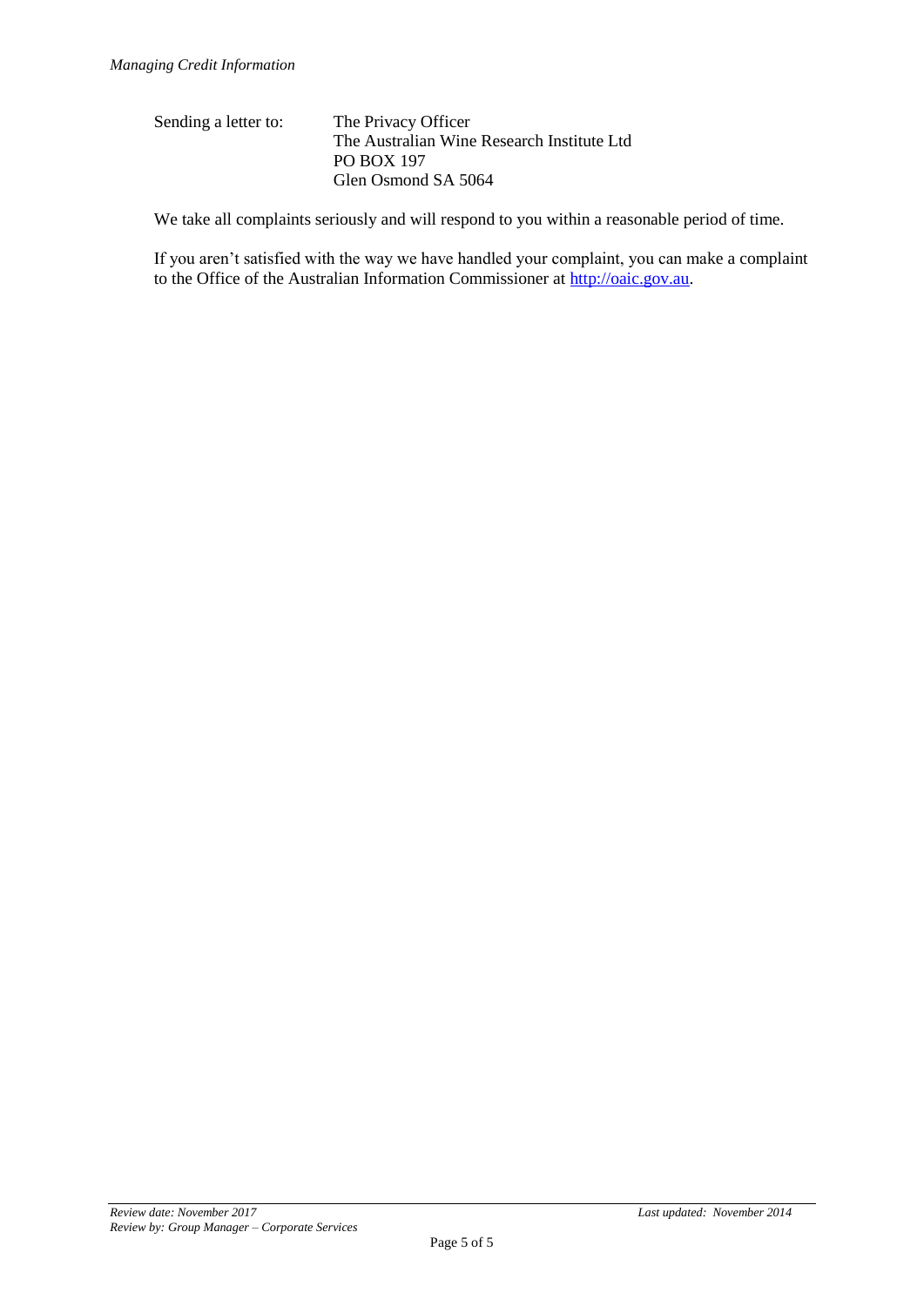Sending a letter to: The Privacy Officer
The Australian Wine Research Institute Ltd
PO BOX 197
Glen Osmond SA 5064

We take all complaints seriously and will respond to you within a reasonable period of time.

If you aren't satisfied with the way we have handled your complaint, you can make a complaint to the Office of the Australian Information Commissioner at [http://oaic.gov.au](http://oaic.gov.au).